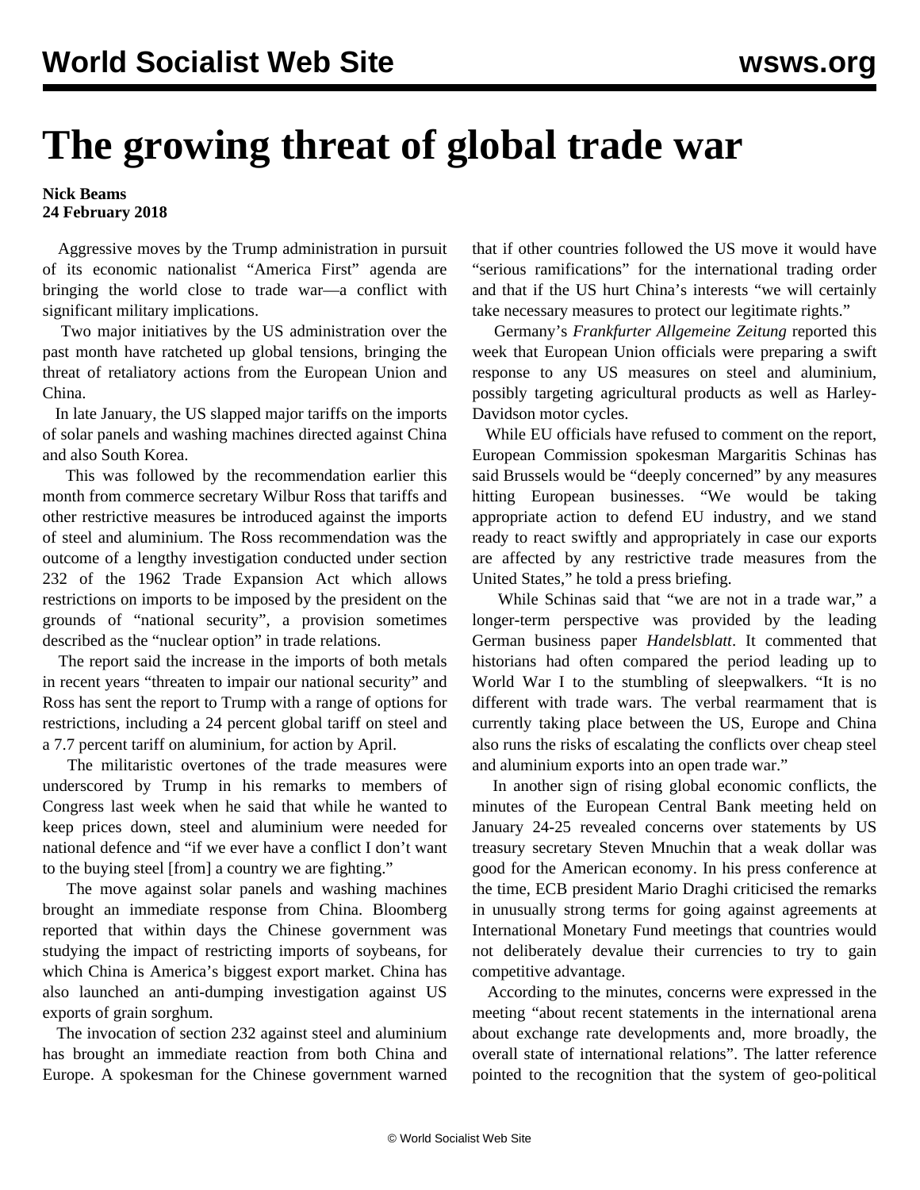# The growing threat of global trade war

**Nick Beams**
**24 February 2018**

Aggressive moves by the Trump administration in pursuit of its economic nationalist “America First” agenda are bringing the world close to trade war—a conflict with significant military implications.

Two major initiatives by the US administration over the past month have ratcheted up global tensions, bringing the threat of retaliatory actions from the European Union and China.

In late January, the US slapped major tariffs on the imports of solar panels and washing machines directed against China and also South Korea.

This was followed by the recommendation earlier this month from commerce secretary Wilbur Ross that tariffs and other restrictive measures be introduced against the imports of steel and aluminium. The Ross recommendation was the outcome of a lengthy investigation conducted under section 232 of the 1962 Trade Expansion Act which allows restrictions on imports to be imposed by the president on the grounds of “national security”, a provision sometimes described as the “nuclear option” in trade relations.

The report said the increase in the imports of both metals in recent years “threaten to impair our national security” and Ross has sent the report to Trump with a range of options for restrictions, including a 24 percent global tariff on steel and a 7.7 percent tariff on aluminium, for action by April.

The militaristic overtones of the trade measures were underscored by Trump in his remarks to members of Congress last week when he said that while he wanted to keep prices down, steel and aluminium were needed for national defence and “if we ever have a conflict I don’t want to the buying steel [from] a country we are fighting.”

The move against solar panels and washing machines brought an immediate response from China. Bloomberg reported that within days the Chinese government was studying the impact of restricting imports of soybeans, for which China is America’s biggest export market. China has also launched an anti-dumping investigation against US exports of grain sorghum.

The invocation of section 232 against steel and aluminium has brought an immediate reaction from both China and Europe. A spokesman for the Chinese government warned that if other countries followed the US move it would have “serious ramifications” for the international trading order and that if the US hurt China’s interests “we will certainly take necessary measures to protect our legitimate rights.”

Germany’s *Frankfurter Allgemeine Zeitung* reported this week that European Union officials were preparing a swift response to any US measures on steel and aluminium, possibly targeting agricultural products as well as Harley-Davidson motor cycles.

While EU officials have refused to comment on the report, European Commission spokesman Margaritis Schinas has said Brussels would be “deeply concerned” by any measures hitting European businesses. “We would be taking appropriate action to defend EU industry, and we stand ready to react swiftly and appropriately in case our exports are affected by any restrictive trade measures from the United States,” he told a press briefing.

While Schinas said that “we are not in a trade war,” a longer-term perspective was provided by the leading German business paper *Handelsblatt*. It commented that historians had often compared the period leading up to World War I to the stumbling of sleepwalkers. “It is no different with trade wars. The verbal rearmament that is currently taking place between the US, Europe and China also runs the risks of escalating the conflicts over cheap steel and aluminium exports into an open trade war.”

In another sign of rising global economic conflicts, the minutes of the European Central Bank meeting held on January 24-25 revealed concerns over statements by US treasury secretary Steven Mnuchin that a weak dollar was good for the American economy. In his press conference at the time, ECB president Mario Draghi criticised the remarks in unusually strong terms for going against agreements at International Monetary Fund meetings that countries would not deliberately devalue their currencies to try to gain competitive advantage.

According to the minutes, concerns were expressed in the meeting “about recent statements in the international arena about exchange rate developments and, more broadly, the overall state of international relations”. The latter reference pointed to the recognition that the system of geo-political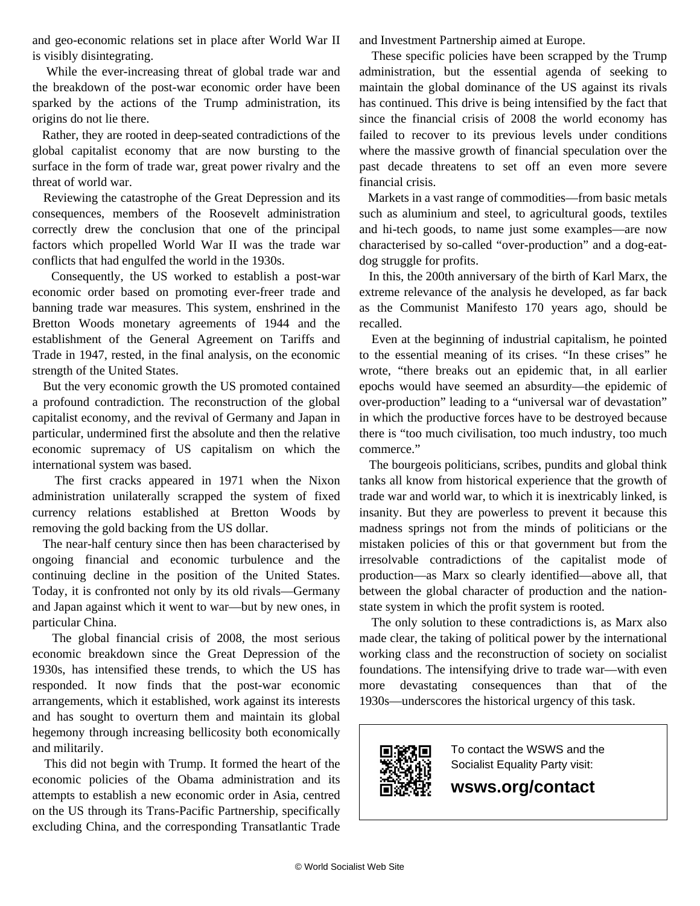and geo-economic relations set in place after World War II is visibly disintegrating.

While the ever-increasing threat of global trade war and the breakdown of the post-war economic order have been sparked by the actions of the Trump administration, its origins do not lie there.

Rather, they are rooted in deep-seated contradictions of the global capitalist economy that are now bursting to the surface in the form of trade war, great power rivalry and the threat of world war.

Reviewing the catastrophe of the Great Depression and its consequences, members of the Roosevelt administration correctly drew the conclusion that one of the principal factors which propelled World War II was the trade war conflicts that had engulfed the world in the 1930s.

Consequently, the US worked to establish a post-war economic order based on promoting ever-freer trade and banning trade war measures. This system, enshrined in the Bretton Woods monetary agreements of 1944 and the establishment of the General Agreement on Tariffs and Trade in 1947, rested, in the final analysis, on the economic strength of the United States.

But the very economic growth the US promoted contained a profound contradiction. The reconstruction of the global capitalist economy, and the revival of Germany and Japan in particular, undermined first the absolute and then the relative economic supremacy of US capitalism on which the international system was based.

The first cracks appeared in 1971 when the Nixon administration unilaterally scrapped the system of fixed currency relations established at Bretton Woods by removing the gold backing from the US dollar.

The near-half century since then has been characterised by ongoing financial and economic turbulence and the continuing decline in the position of the United States. Today, it is confronted not only by its old rivals—Germany and Japan against which it went to war—but by new ones, in particular China.

The global financial crisis of 2008, the most serious economic breakdown since the Great Depression of the 1930s, has intensified these trends, to which the US has responded. It now finds that the post-war economic arrangements, which it established, work against its interests and has sought to overturn them and maintain its global hegemony through increasing bellicosity both economically and militarily.

This did not begin with Trump. It formed the heart of the economic policies of the Obama administration and its attempts to establish a new economic order in Asia, centred on the US through its Trans-Pacific Partnership, specifically excluding China, and the corresponding Transatlantic Trade and Investment Partnership aimed at Europe.

These specific policies have been scrapped by the Trump administration, but the essential agenda of seeking to maintain the global dominance of the US against its rivals has continued. This drive is being intensified by the fact that since the financial crisis of 2008 the world economy has failed to recover to its previous levels under conditions where the massive growth of financial speculation over the past decade threatens to set off an even more severe financial crisis.

Markets in a vast range of commodities—from basic metals such as aluminium and steel, to agricultural goods, textiles and hi-tech goods, to name just some examples—are now characterised by so-called "over-production" and a dog-eat-dog struggle for profits.

In this, the 200th anniversary of the birth of Karl Marx, the extreme relevance of the analysis he developed, as far back as the Communist Manifesto 170 years ago, should be recalled.

Even at the beginning of industrial capitalism, he pointed to the essential meaning of its crises. "In these crises" he wrote, "there breaks out an epidemic that, in all earlier epochs would have seemed an absurdity—the epidemic of over-production" leading to a "universal war of devastation" in which the productive forces have to be destroyed because there is "too much civilisation, too much industry, too much commerce."

The bourgeois politicians, scribes, pundits and global think tanks all know from historical experience that the growth of trade war and world war, to which it is inextricably linked, is insanity. But they are powerless to prevent it because this madness springs not from the minds of politicians or the mistaken policies of this or that government but from the irresolvable contradictions of the capitalist mode of production—as Marx so clearly identified—above all, that between the global character of production and the nation-state system in which the profit system is rooted.

The only solution to these contradictions is, as Marx also made clear, the taking of political power by the international working class and the reconstruction of society on socialist foundations. The intensifying drive to trade war—with even more devastating consequences than that of the 1930s—underscores the historical urgency of this task.

To contact the WSWS and the Socialist Equality Party visit:

**wsws.org/contact**